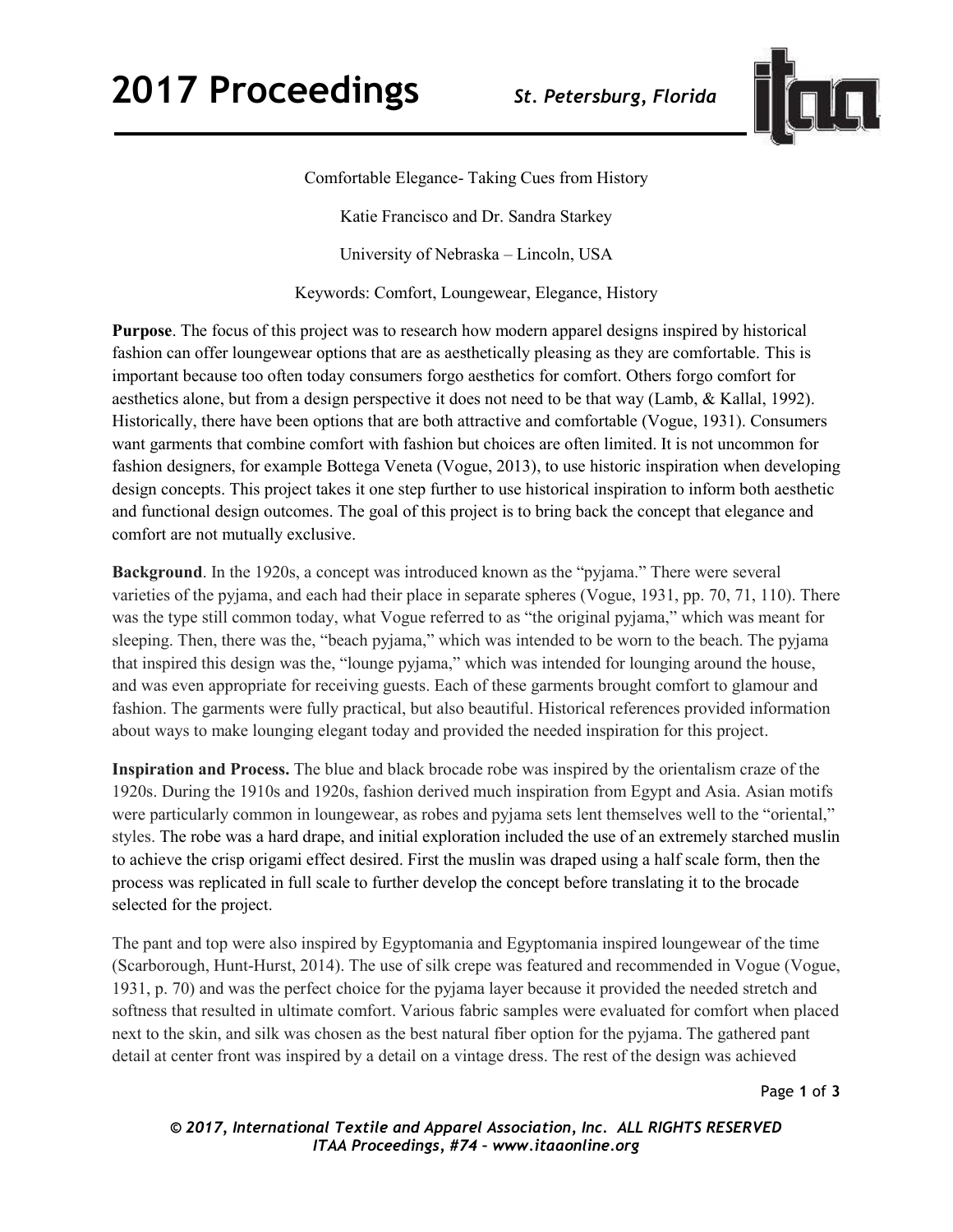# Comfortable Elegance- Taking Cues from History

Katie Francisco and Dr. Sandra Starkey

University of Nebraska – Lincoln, USA

Keywords: Comfort, Loungewear, Elegance, History

**Purpose**. The focus of this project was to research how modern apparel designs inspired by historical fashion can offer loungewear options that are as aesthetically pleasing as they are comfortable. This is important because too often today consumers forgo aesthetics for comfort. Others forgo comfort for aesthetics alone, but from a design perspective it does not need to be that way (Lamb, & Kallal, 1992). Historically, there have been options that are both attractive and comfortable (Vogue, 1931). Consumers want garments that combine comfort with fashion but choices are often limited. It is not uncommon for fashion designers, for example Bottega Veneta (Vogue, 2013), to use historic inspiration when developing design concepts. This project takes it one step further to use historical inspiration to inform both aesthetic and functional design outcomes. The goal of this project is to bring back the concept that elegance and comfort are not mutually exclusive.

**Background**. In the 1920s, a concept was introduced known as the "pyjama." There were several varieties of the pyjama, and each had their place in separate spheres (Vogue, 1931, pp. 70, 71, 110). There was the type still common today, what Vogue referred to as "the original pyjama," which was meant for sleeping. Then, there was the, "beach pyjama," which was intended to be worn to the beach. The pyjama that inspired this design was the, "lounge pyjama," which was intended for lounging around the house, and was even appropriate for receiving guests. Each of these garments brought comfort to glamour and fashion. The garments were fully practical, but also beautiful. Historical references provided information about ways to make lounging elegant today and provided the needed inspiration for this project.

**Inspiration and Process.** The blue and black brocade robe was inspired by the orientalism craze of the 1920s. During the 1910s and 1920s, fashion derived much inspiration from Egypt and Asia. Asian motifs were particularly common in loungewear, as robes and pyjama sets lent themselves well to the "oriental," styles. The robe was a hard drape, and initial exploration included the use of an extremely starched muslin to achieve the crisp origami effect desired. First the muslin was draped using a half scale form, then the process was replicated in full scale to further develop the concept before translating it to the brocade selected for the project.

The pant and top were also inspired by Egyptomania and Egyptomania inspired loungewear of the time (Scarborough, Hunt-Hurst, 2014). The use of silk crepe was featured and recommended in Vogue (Vogue, 1931, p. 70) and was the perfect choice for the pyjama layer because it provided the needed stretch and softness that resulted in ultimate comfort. Various fabric samples were evaluated for comfort when placed next to the skin, and silk was chosen as the best natural fiber option for the pyjama. The gathered pant detail at center front was inspired by a detail on a vintage dress. The rest of the design was achieved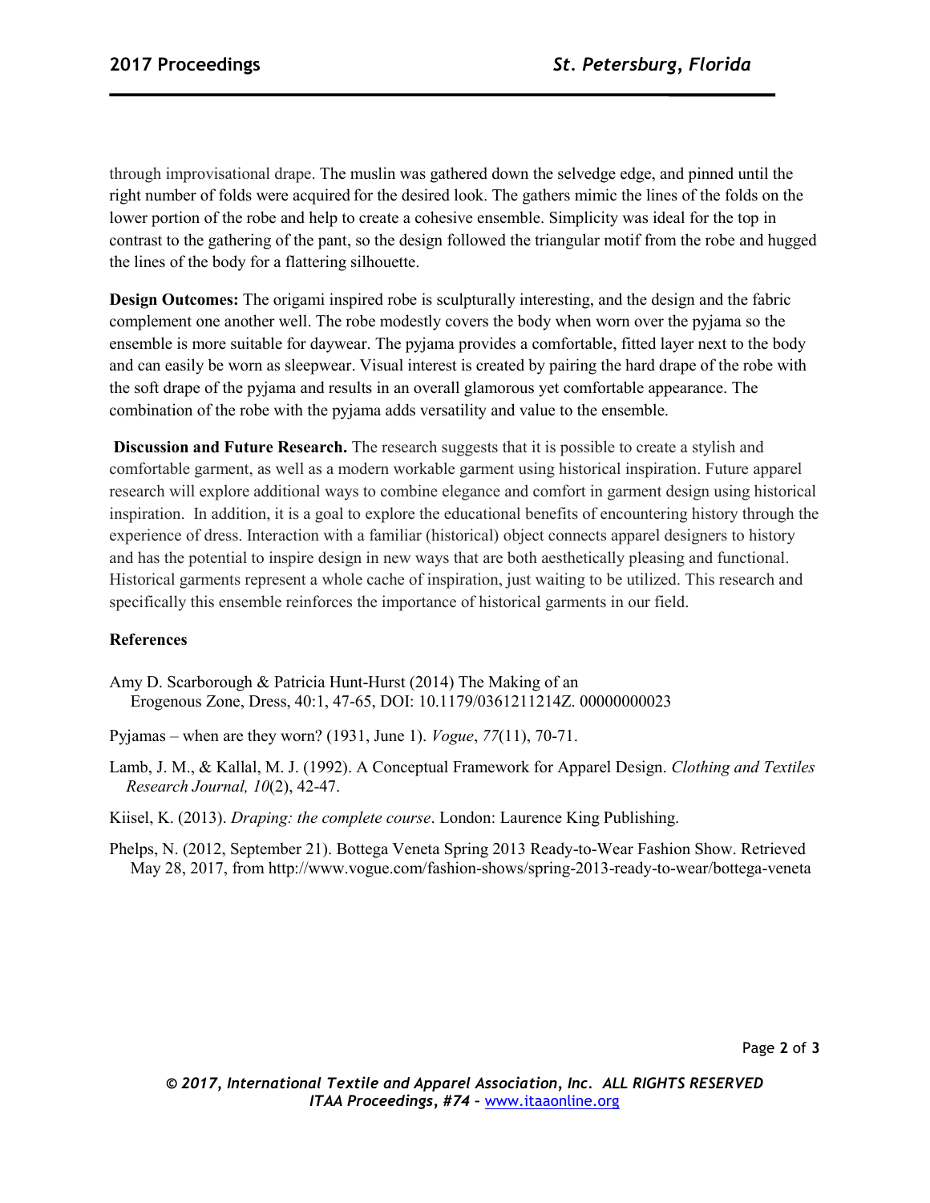through improvisational drape. The muslin was gathered down the selvedge edge, and pinned until the right number of folds were acquired for the desired look. The gathers mimic the lines of the folds on the lower portion of the robe and help to create a cohesive ensemble. Simplicity was ideal for the top in contrast to the gathering of the pant, so the design followed the triangular motif from the robe and hugged the lines of the body for a flattering silhouette.

**Design Outcomes:** The origami inspired robe is sculpturally interesting, and the design and the fabric complement one another well. The robe modestly covers the body when worn over the pyjama so the ensemble is more suitable for daywear. The pyjama provides a comfortable, fitted layer next to the body and can easily be worn as sleepwear. Visual interest is created by pairing the hard drape of the robe with the soft drape of the pyjama and results in an overall glamorous yet comfortable appearance. The combination of the robe with the pyjama adds versatility and value to the ensemble.

**Discussion and Future Research.** The research suggests that it is possible to create a stylish and comfortable garment, as well as a modern workable garment using historical inspiration. Future apparel research will explore additional ways to combine elegance and comfort in garment design using historical inspiration. In addition, it is a goal to explore the educational benefits of encountering history through the experience of dress. Interaction with a familiar (historical) object connects apparel designers to history and has the potential to inspire design in new ways that are both aesthetically pleasing and functional. Historical garments represent a whole cache of inspiration, just waiting to be utilized. This research and specifically this ensemble reinforces the importance of historical garments in our field.

**References**

Amy D. Scarborough & Patricia Hunt-Hurst (2014) The Making of an Erogenous Zone, Dress, 40:1, 47-65, DOI: 10.1179/0361211214Z. 00000000023

Pyjamas – when are they worn? (1931, June 1). *Vogue*, *77*(11), 70-71.

Lamb, J. M., & Kallal, M. J. (1992). A Conceptual Framework for Apparel Design. *Clothing and Textiles Research Journal, 10*(2), 42-47.

Kiisel, K. (2013). *Draping: the complete course*. London: Laurence King Publishing.

Phelps, N. (2012, September 21). Bottega Veneta Spring 2013 Ready-to-Wear Fashion Show. Retrieved May 28, 2017, from http://www.vogue.com/fashion-shows/spring-2013-ready-to-wear/bottega-veneta